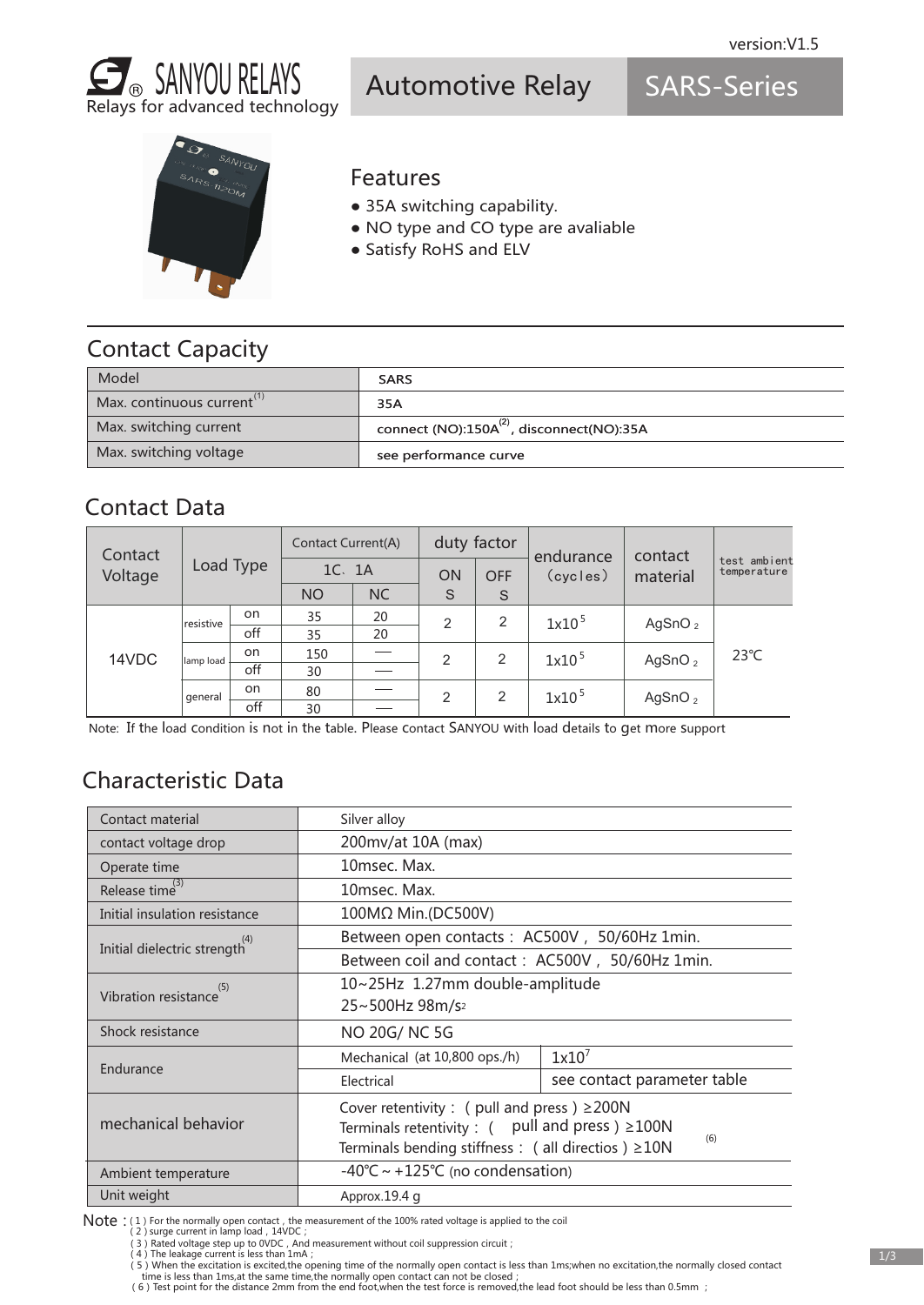version:V1.5

SANYOU RELAYS
Relays for advanced technology

# Automotive Relay SARS-Series

## Features

- 35A switching capability.
- NO type and CO type are avaliable
- Satisfy RoHS and ELV

## Contact Capacity

| Model | SARS |
|---|---|
| Max. continuous current[(1)] | 35A |
| Max. switching current | connect (NO):150A[(2)], disconnect(NO):35A |
| Max. switching voltage | see performance curve |

## Contact Data

| Contact Voltage | Load Type | | Contact Current(A) | | duty factor | | endurance (cycles) | contact material | test ambient temperature |
|---|---|---|---|---|---|---|---|---|---|
| | | | 1C、1A | | ON S | OFF S | | | |
| | | | NO | NC | | | | | |
| 14VDC | resistive | on | 35 | 20 | 2 | 2 | $1x10^5$ | $AgSnO_2$ | 23℃ |
| | | off | 35 | 20 | | | | | |
| | lamp load | on | 150 | — | 2 | 2 | $1x10^5$ | $AgSnO_2$ | |
| | | off | 30 | — | | | | | |
| | general | on | 80 | — | 2 | 2 | $1x10^5$ | $AgSnO_2$ | |
| | | off | 30 | — | | | | | |

Note: If the load condition is not in the table. Please contact SANYOU with load details to get more support

## Characteristic Data

| Item | Value | |
|---|---|---|
| Contact material | Silver alloy | |
| contact voltage drop | 200mv/at 10A (max) | |
| Operate time | 10msec. Max. | |
| Release time[(3)] | 10msec. Max. | |
| Initial insulation resistance | 100MΩ Min.(DC500V) | |
| Initial dielectric strength[(4)] | Between open contacts：AC500V， 50/60Hz 1min. | |
| | Between coil and contact：AC500V， 50/60Hz 1min. | |
| Vibration resistance[(5)] | 10~25Hz 1.27mm double-amplitude<br>25~500Hz 98m/$s^2$ | |
| Shock resistance | NO 20G/ NC 5G | |
| Endurance | Mechanical (at 10,800 ops./h) | $1x10^7$ |
| | Electrical | see contact parameter table |
| mechanical behavior | Cover retentivity：( pull and press ) ≥200N<br>Terminals retentivity：( pull and press ) ≥100N<br>Terminals bending stiffness：( all directios ) ≥10N [(6)] | |
| Ambient temperature | -40℃ ~ +125℃ (no condensation) | |
| Unit weight | Approx.19.4 g | |

Note：( 1 ) For the normally open contact，the measurement of the 100% rated voltage is applied to the coil
( 2 ) surge current in lamp load，14VDC；
( 3 ) Rated voltage step up to 0VDC，And measurement without coil suppression circuit；
( 4 ) The leakage current is less than 1mA；
( 5 ) When the excitation is excited,the opening time of the normally open contact is less than 1ms;when no excitation,the normally closed contact time is less than 1ms,at the same time,the normally open contact can not be closed；
( 6 ) Test point for the distance 2mm from the end foot,when the test force is removed,the lead foot should be less than 0.5mm ；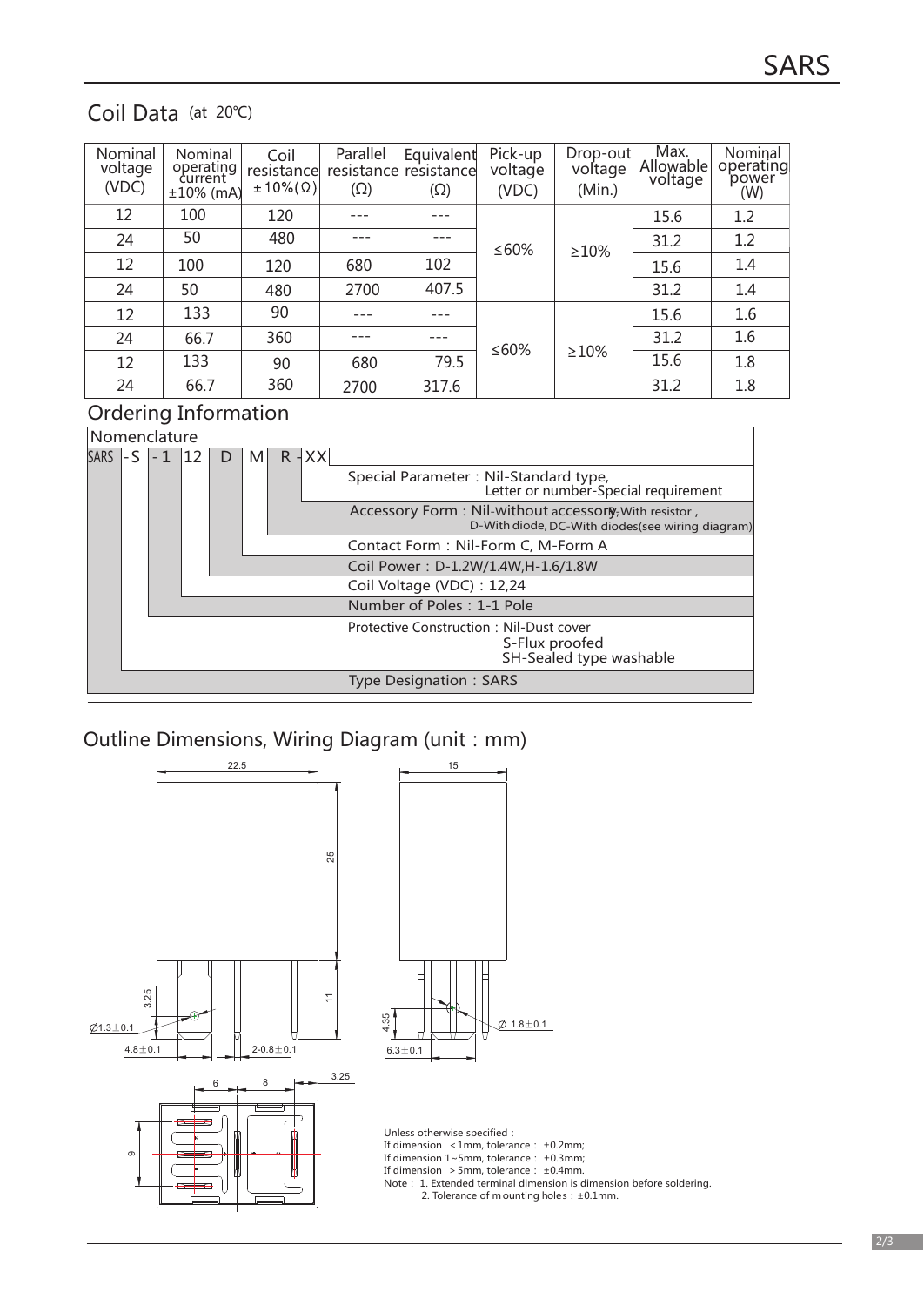## Coil Data (at 20℃)

| Nominal voltage (VDC) | Nominal operating current ±10% (mA) | Coil resistance ±10%(Ω) | Parallel resistance (Ω) | Equivalent resistance (Ω) | Pick-up voltage (VDC) | Drop-out voltage (Min.) | Max. Allowable voltage | Nominal operating power (W) |
|---|---|---|---|---|---|---|---|---|
| 12 | 100 | 120 | --- | --- | ≤60% | ≥10% | 15.6 | 1.2 |
| 24 | 50 | 480 | --- | --- | | | 31.2 | 1.2 |
| 12 | 100 | 120 | 680 | 102 | | | 15.6 | 1.4 |
| 24 | 50 | 480 | 2700 | 407.5 | | | 31.2 | 1.4 |
| 12 | 133 | 90 | --- | --- | ≤60% | ≥10% | 15.6 | 1.6 |
| 24 | 66.7 | 360 | --- | --- | | | 31.2 | 1.6 |
| 12 | 133 | 90 | 680 | 79.5 | | | 15.6 | 1.8 |
| 24 | 66.7 | 360 | 2700 | 317.6 | | | 31.2 | 1.8 |

## Ordering Information

Nomenclature

SARS -S -1 12 D M R -XX

- Special Parameter：Nil-Standard type, Letter or number-Special requirement
- Accessory Form：Nil-without accessory, R-With resistor, D-With diode, DC-With diodes(see wiring diagram)
- Contact Form：Nil-Form C, M-Form A
- Coil Power：D-1.2W/1.4W,H-1.6/1.8W
- Coil Voltage (VDC)：12,24
- Number of Poles：1-1 Pole
- Protective Construction：Nil-Dust cover, S-Flux proofed, SH-Sealed type washable
- Type Designation：SARS

## Outline Dimensions, Wiring Diagram (unit：mm)

Unless otherwise specified：
If dimension <1mm, tolerance： ±0.2mm;
If dimension 1~5mm, tolerance： ±0.3mm;
If dimension >5mm, tolerance： ±0.4mm.
Note： 1. Extended terminal dimension is dimension before soldering.
2. Tolerance of mounting holes：±0.1mm.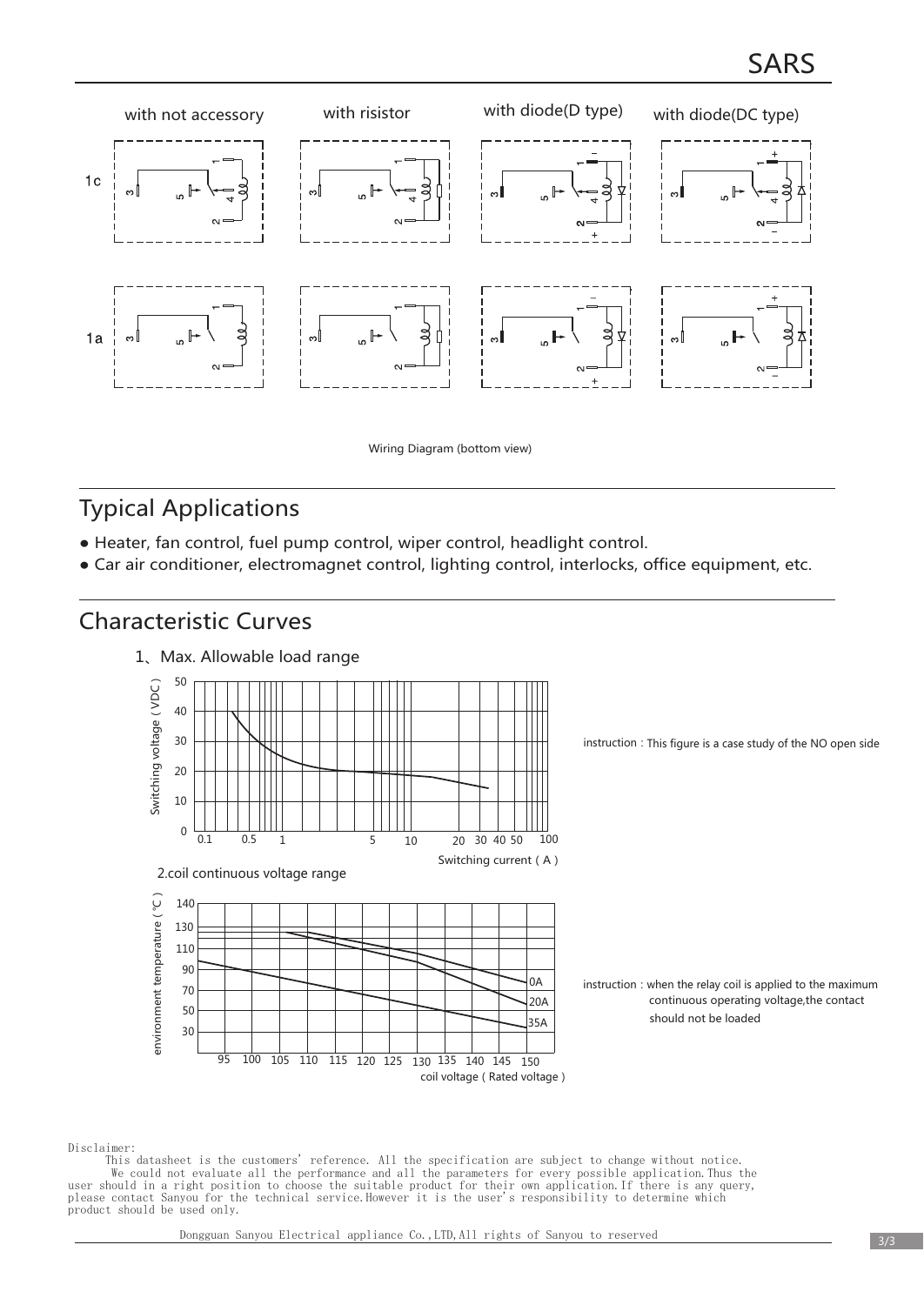with not accessory

with risistor

with diode(D type)

with diode(DC type)

1c

1a

Wiring Diagram (bottom view)

## Typical Applications

- Heater, fan control, fuel pump control, wiper control, headlight control.
- Car air conditioner, electromagnet control, lighting control, interlocks, office equipment, etc.

## Characteristic Curves

1、Max. Allowable load range

Switching voltage ( VDC )

50
40
30
20
10
0

0.1 0.5 1 5 10 20 30 40 50 100

Switching current ( A )

instruction : This figure is a case study of the NO open side

2.coil continuous voltage range

environment temperature ( ℃ )

140
130
110
90
70
50
30

95 100 105 110 115 120 125 130 135 140 145 150

coil voltage ( Rated voltage )

0A
20A
35A

instruction : when the relay coil is applied to the maximum continuous operating voltage,the contact should not be loaded

Disclaimer:
This datasheet is the customers' reference. All the specification are subject to change without notice.
We could not evaluate all the performance and all the parameters for every possible application.Thus the user should in a right position to choose the suitable product for their own application.If there is any query, please contact Sanyou for the technical service.However it is the user's responsibility to determine which product should be used only.

Dongguan Sanyou Electrical appliance Co.,LTD,All rights of Sanyou to reserved